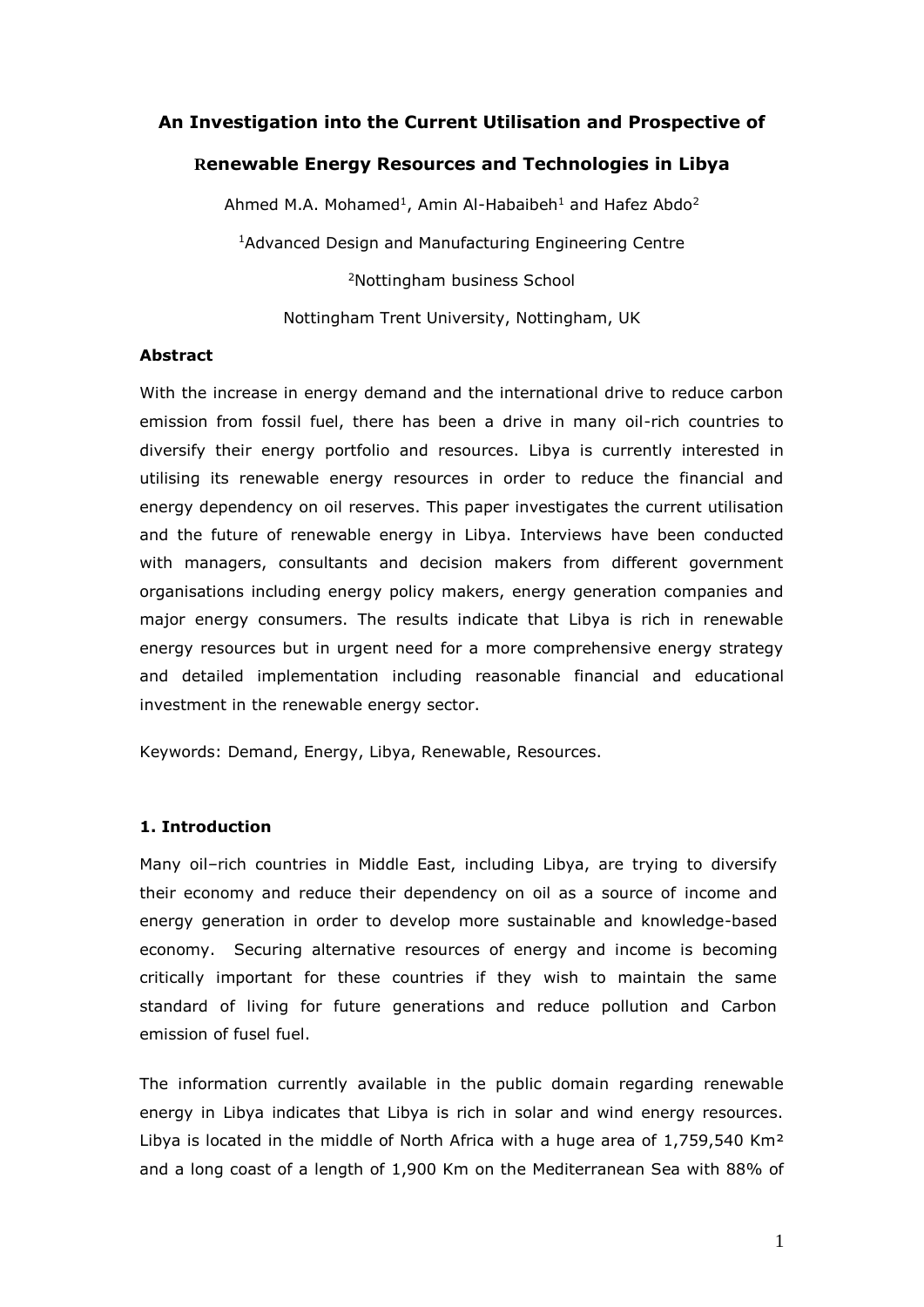# An Investigation into the Current Utilisation and Prospective of Renewable Energy Resources and Technologies in Libya

Ahmed M.A. Mohamed[1], Amin Al-Habaibeh[1] and Hafez Abdo[2]

[1]Advanced Design and Manufacturing Engineering Centre

[2]Nottingham business School

Nottingham Trent University, Nottingham, UK

### Abstract

With the increase in energy demand and the international drive to reduce carbon emission from fossil fuel, there has been a drive in many oil-rich countries to diversify their energy portfolio and resources. Libya is currently interested in utilising its renewable energy resources in order to reduce the financial and energy dependency on oil reserves. This paper investigates the current utilisation and the future of renewable energy in Libya. Interviews have been conducted with managers, consultants and decision makers from different government organisations including energy policy makers, energy generation companies and major energy consumers. The results indicate that Libya is rich in renewable energy resources but in urgent need for a more comprehensive energy strategy and detailed implementation including reasonable financial and educational investment in the renewable energy sector.

Keywords: Demand, Energy, Libya, Renewable, Resources.

## 1. Introduction

Many oil–rich countries in Middle East, including Libya, are trying to diversify their economy and reduce their dependency on oil as a source of income and energy generation in order to develop more sustainable and knowledge-based economy. Securing alternative resources of energy and income is becoming critically important for these countries if they wish to maintain the same standard of living for future generations and reduce pollution and Carbon emission of fusel fuel.

The information currently available in the public domain regarding renewable energy in Libya indicates that Libya is rich in solar and wind energy resources. Libya is located in the middle of North Africa with a huge area of 1,759,540 Km² and a long coast of a length of 1,900 Km on the Mediterranean Sea with 88% of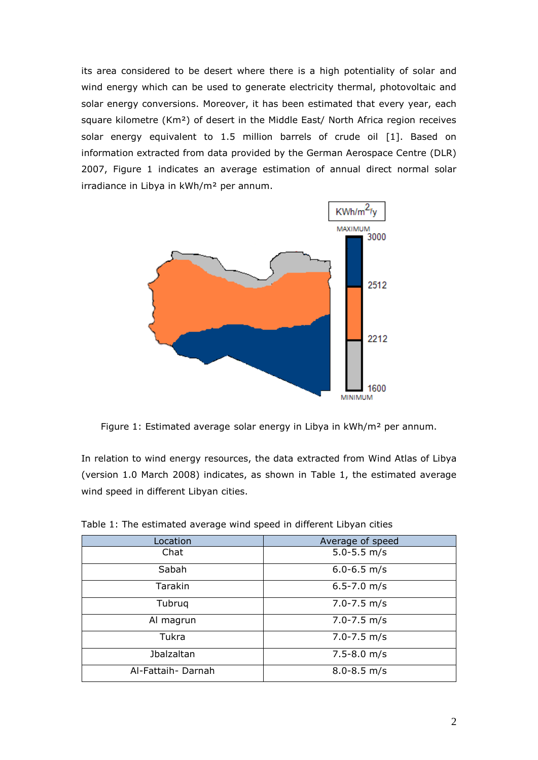its area considered to be desert where there is a high potentiality of solar and wind energy which can be used to generate electricity thermal, photovoltaic and solar energy conversions. Moreover, it has been estimated that every year, each square kilometre (Km²) of desert in the Middle East/ North Africa region receives solar energy equivalent to 1.5 million barrels of crude oil [1]. Based on information extracted from data provided by the German Aerospace Centre (DLR) 2007, Figure 1 indicates an average estimation of annual direct normal solar irradiance in Libya in kWh/m² per annum.

Figure 1: Estimated average solar energy in Libya in kWh/m² per annum.

In relation to wind energy resources, the data extracted from Wind Atlas of Libya (version 1.0 March 2008) indicates, as shown in Table 1, the estimated average wind speed in different Libyan cities.

Table 1: The estimated average wind speed in different Libyan cities

| Location | Average of speed |
|---|---|
| Chat | 5.0-5.5 m/s |
| Sabah | 6.0-6.5 m/s |
| Tarakin | 6.5-7.0 m/s |
| Tubruq | 7.0-7.5 m/s |
| Al magrun | 7.0-7.5 m/s |
| Tukra | 7.0-7.5 m/s |
| Jbalzaltan | 7.5-8.0 m/s |
| Al-Fattaih- Darnah | 8.0-8.5 m/s |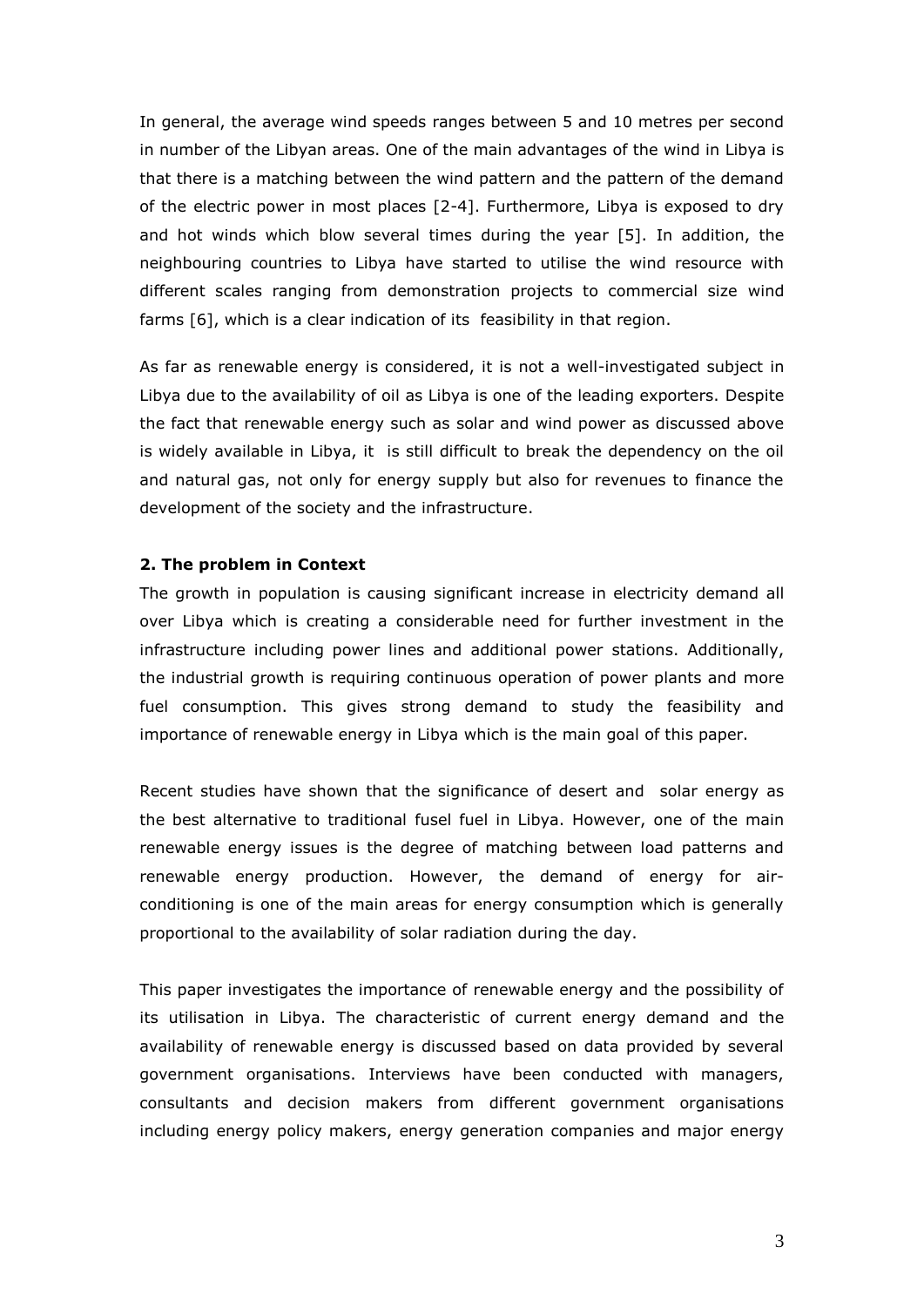In general, the average wind speeds ranges between 5 and 10 metres per second in number of the Libyan areas. One of the main advantages of the wind in Libya is that there is a matching between the wind pattern and the pattern of the demand of the electric power in most places [2-4]. Furthermore, Libya is exposed to dry and hot winds which blow several times during the year [5]. In addition, the neighbouring countries to Libya have started to utilise the wind resource with different scales ranging from demonstration projects to commercial size wind farms [6], which is a clear indication of its feasibility in that region.

As far as renewable energy is considered, it is not a well-investigated subject in Libya due to the availability of oil as Libya is one of the leading exporters. Despite the fact that renewable energy such as solar and wind power as discussed above is widely available in Libya, it is still difficult to break the dependency on the oil and natural gas, not only for energy supply but also for revenues to finance the development of the society and the infrastructure.

## 2. The problem in Context

The growth in population is causing significant increase in electricity demand all over Libya which is creating a considerable need for further investment in the infrastructure including power lines and additional power stations. Additionally, the industrial growth is requiring continuous operation of power plants and more fuel consumption. This gives strong demand to study the feasibility and importance of renewable energy in Libya which is the main goal of this paper.

Recent studies have shown that the significance of desert and solar energy as the best alternative to traditional fusel fuel in Libya. However, one of the main renewable energy issues is the degree of matching between load patterns and renewable energy production. However, the demand of energy for air-conditioning is one of the main areas for energy consumption which is generally proportional to the availability of solar radiation during the day.

This paper investigates the importance of renewable energy and the possibility of its utilisation in Libya. The characteristic of current energy demand and the availability of renewable energy is discussed based on data provided by several government organisations. Interviews have been conducted with managers, consultants and decision makers from different government organisations including energy policy makers, energy generation companies and major energy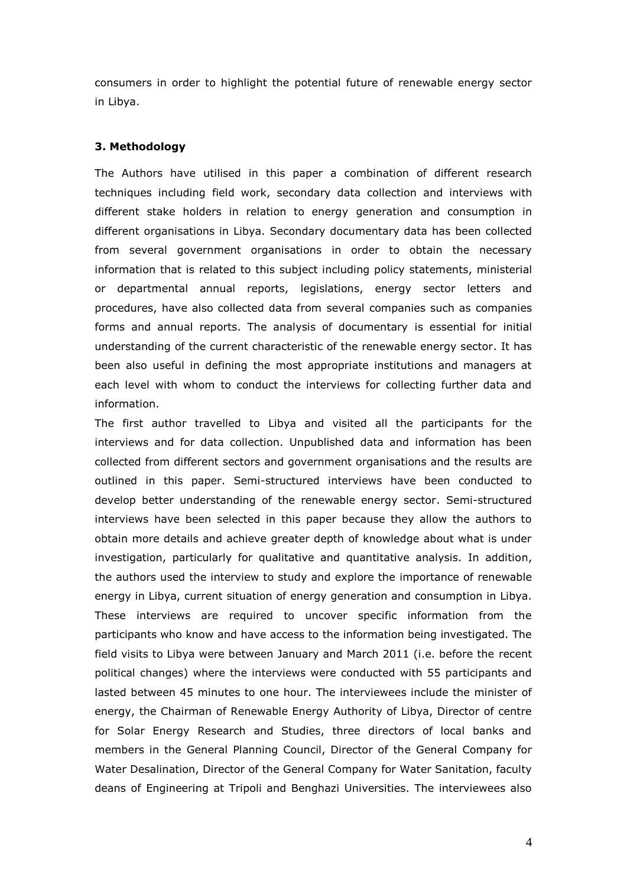consumers in order to highlight the potential future of renewable energy sector in Libya.

### 3. Methodology

The Authors have utilised in this paper a combination of different research techniques including field work, secondary data collection and interviews with different stake holders in relation to energy generation and consumption in different organisations in Libya. Secondary documentary data has been collected from several government organisations in order to obtain the necessary information that is related to this subject including policy statements, ministerial or departmental annual reports, legislations, energy sector letters and procedures, have also collected data from several companies such as companies forms and annual reports. The analysis of documentary is essential for initial understanding of the current characteristic of the renewable energy sector. It has been also useful in defining the most appropriate institutions and managers at each level with whom to conduct the interviews for collecting further data and information.

The first author travelled to Libya and visited all the participants for the interviews and for data collection. Unpublished data and information has been collected from different sectors and government organisations and the results are outlined in this paper. Semi-structured interviews have been conducted to develop better understanding of the renewable energy sector. Semi-structured interviews have been selected in this paper because they allow the authors to obtain more details and achieve greater depth of knowledge about what is under investigation, particularly for qualitative and quantitative analysis. In addition, the authors used the interview to study and explore the importance of renewable energy in Libya, current situation of energy generation and consumption in Libya. These interviews are required to uncover specific information from the participants who know and have access to the information being investigated. The field visits to Libya were between January and March 2011 (i.e. before the recent political changes) where the interviews were conducted with 55 participants and lasted between 45 minutes to one hour. The interviewees include the minister of energy, the Chairman of Renewable Energy Authority of Libya, Director of centre for Solar Energy Research and Studies, three directors of local banks and members in the General Planning Council, Director of the General Company for Water Desalination, Director of the General Company for Water Sanitation, faculty deans of Engineering at Tripoli and Benghazi Universities. The interviewees also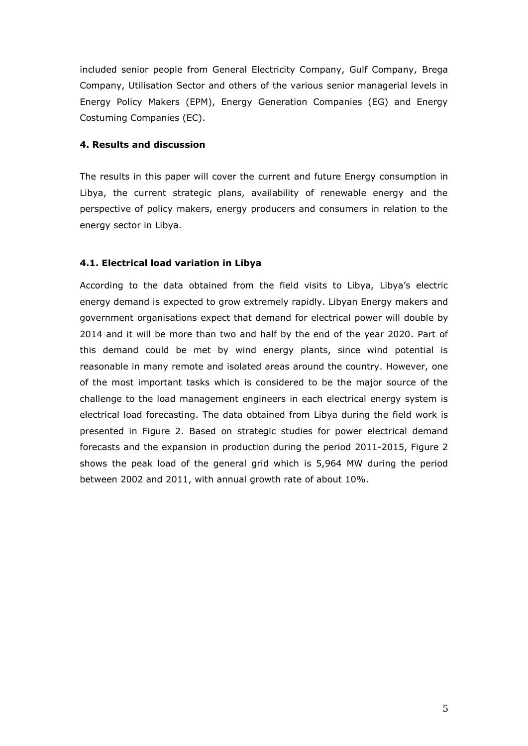included senior people from General Electricity Company, Gulf Company, Brega Company, Utilisation Sector and others of the various senior managerial levels in Energy Policy Makers (EPM), Energy Generation Companies (EG) and Energy Costuming Companies (EC).

## 4. Results and discussion

The results in this paper will cover the current and future Energy consumption in Libya, the current strategic plans, availability of renewable energy and the perspective of policy makers, energy producers and consumers in relation to the energy sector in Libya.

### 4.1. Electrical load variation in Libya

According to the data obtained from the field visits to Libya, Libya's electric energy demand is expected to grow extremely rapidly. Libyan Energy makers and government organisations expect that demand for electrical power will double by 2014 and it will be more than two and half by the end of the year 2020. Part of this demand could be met by wind energy plants, since wind potential is reasonable in many remote and isolated areas around the country. However, one of the most important tasks which is considered to be the major source of the challenge to the load management engineers in each electrical energy system is electrical load forecasting. The data obtained from Libya during the field work is presented in Figure 2. Based on strategic studies for power electrical demand forecasts and the expansion in production during the period 2011-2015, Figure 2 shows the peak load of the general grid which is 5,964 MW during the period between 2002 and 2011, with annual growth rate of about 10%.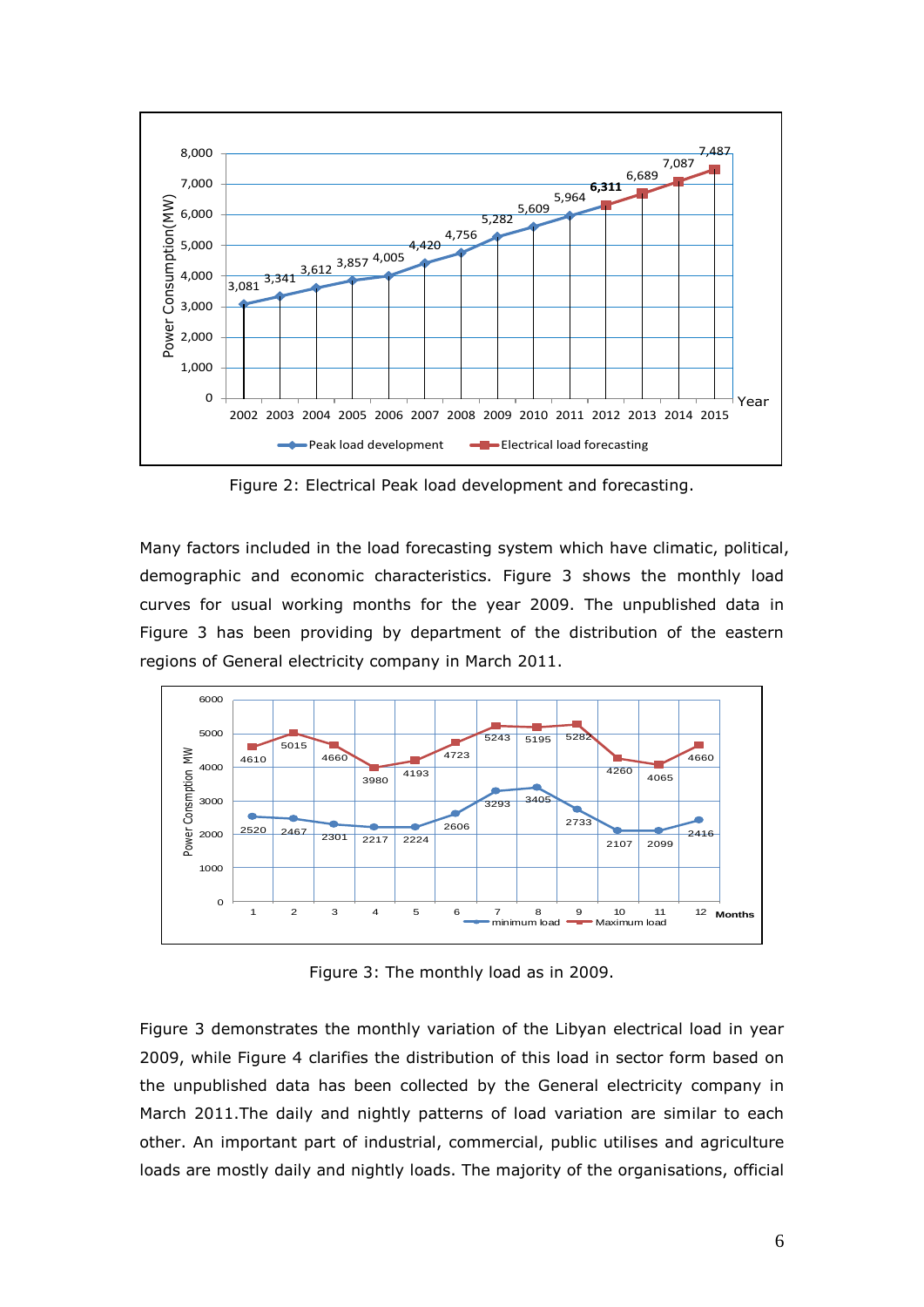Figure 2: Electrical Peak load development and forecasting.

Many factors included in the load forecasting system which have climatic, political, demographic and economic characteristics. Figure 3 shows the monthly load curves for usual working months for the year 2009. The unpublished data in Figure 3 has been providing by department of the distribution of the eastern regions of General electricity company in March 2011.

Figure 3: The monthly load as in 2009.

Figure 3 demonstrates the monthly variation of the Libyan electrical load in year 2009, while Figure 4 clarifies the distribution of this load in sector form based on the unpublished data has been collected by the General electricity company in March 2011.The daily and nightly patterns of load variation are similar to each other. An important part of industrial, commercial, public utilises and agriculture loads are mostly daily and nightly loads. The majority of the organisations, official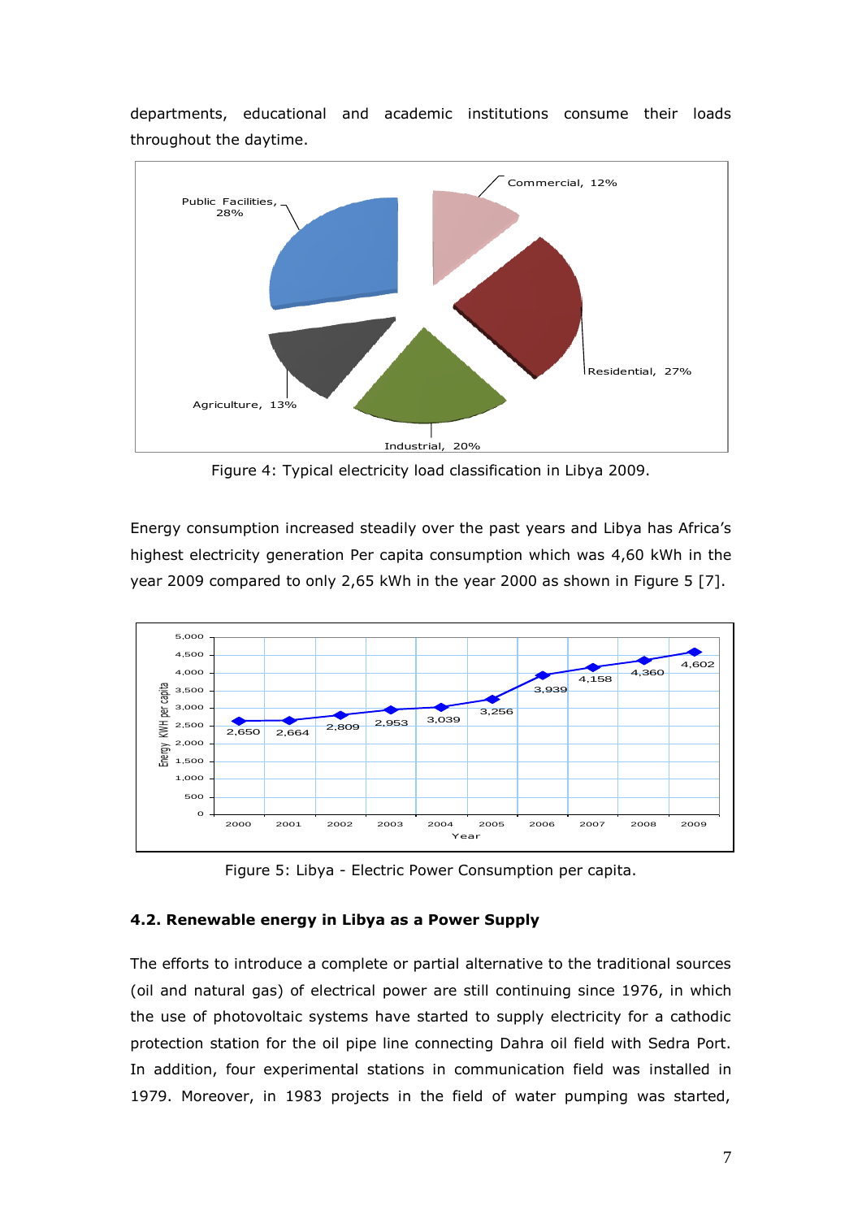departments, educational and academic institutions consume their loads throughout the daytime.

Figure 4: Typical electricity load classification in Libya 2009.

Energy consumption increased steadily over the past years and Libya has Africa's highest electricity generation Per capita consumption which was 4,60 kWh in the year 2009 compared to only 2,65 kWh in the year 2000 as shown in Figure 5 [7].

Figure 5: Libya - Electric Power Consumption per capita.

### 4.2. Renewable energy in Libya as a Power Supply

The efforts to introduce a complete or partial alternative to the traditional sources (oil and natural gas) of electrical power are still continuing since 1976, in which the use of photovoltaic systems have started to supply electricity for a cathodic protection station for the oil pipe line connecting Dahra oil field with Sedra Port. In addition, four experimental stations in communication field was installed in 1979. Moreover, in 1983 projects in the field of water pumping was started,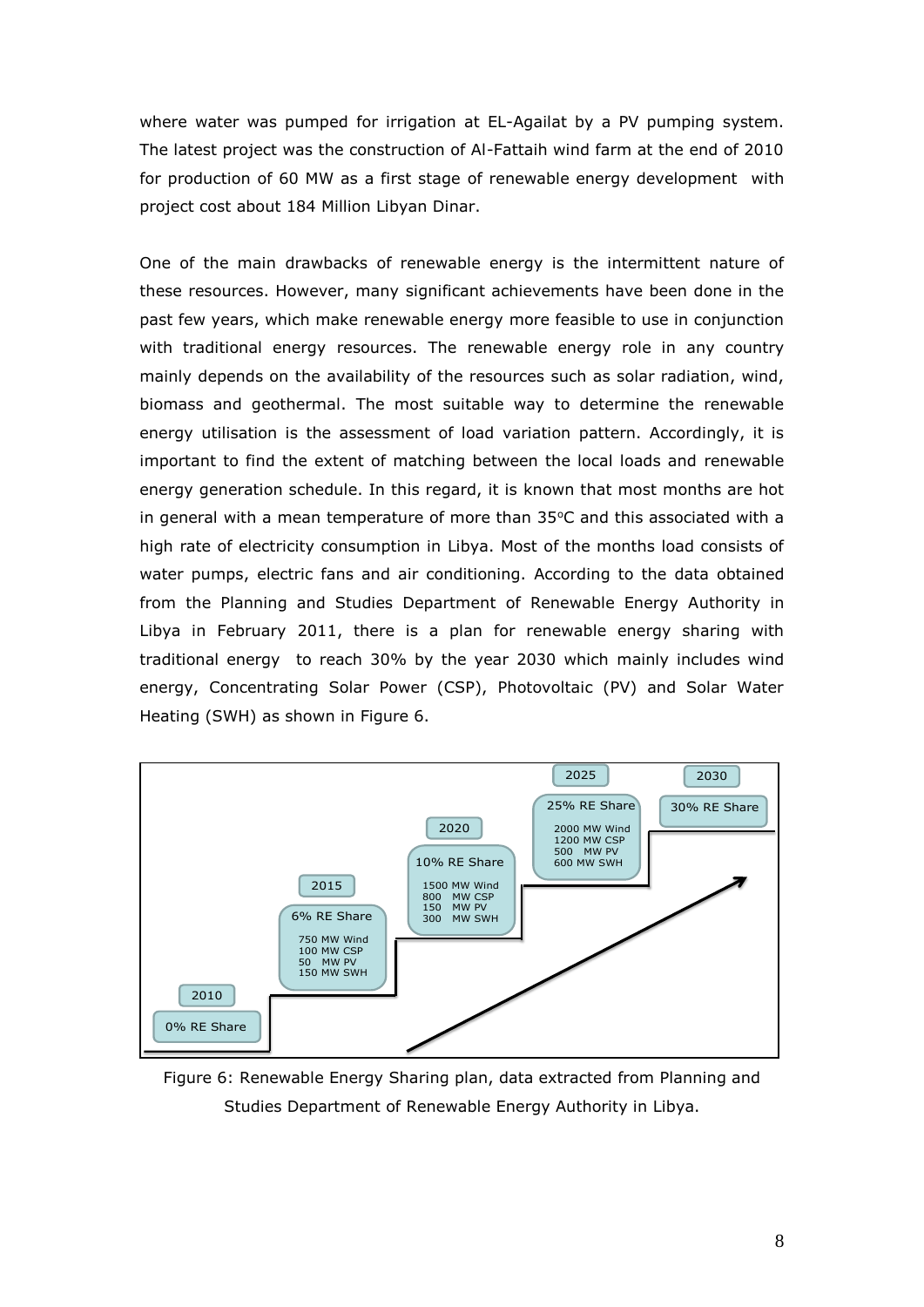where water was pumped for irrigation at EL-Agailat by a PV pumping system. The latest project was the construction of Al-Fattaih wind farm at the end of 2010 for production of 60 MW as a first stage of renewable energy development with project cost about 184 Million Libyan Dinar.

One of the main drawbacks of renewable energy is the intermittent nature of these resources. However, many significant achievements have been done in the past few years, which make renewable energy more feasible to use in conjunction with traditional energy resources. The renewable energy role in any country mainly depends on the availability of the resources such as solar radiation, wind, biomass and geothermal. The most suitable way to determine the renewable energy utilisation is the assessment of load variation pattern. Accordingly, it is important to find the extent of matching between the local loads and renewable energy generation schedule. In this regard, it is known that most months are hot in general with a mean temperature of more than 35°C and this associated with a high rate of electricity consumption in Libya. Most of the months load consists of water pumps, electric fans and air conditioning. According to the data obtained from the Planning and Studies Department of Renewable Energy Authority in Libya in February 2011, there is a plan for renewable energy sharing with traditional energy to reach 30% by the year 2030 which mainly includes wind energy, Concentrating Solar Power (CSP), Photovoltaic (PV) and Solar Water Heating (SWH) as shown in Figure 6.

| 2010 | 2015 | 2020 | 2025 | 2030 |
| --- | --- | --- | --- | --- |
| 0% RE Share | 6% RE Share | 10% RE Share | 25% RE Share | 30% RE Share |
| | 750 MW Wind | 1500 MW Wind | 2000 MW Wind | |
| | 100 MW CSP | 800 MW CSP | 1200 MW CSP | |
| | 50 MW PV | 150 MW PV | 500 MW PV | |
| | 150 MW SWH | 300 MW SWH | 600 MW SWH | |

Figure 6: Renewable Energy Sharing plan, data extracted from Planning and Studies Department of Renewable Energy Authority in Libya.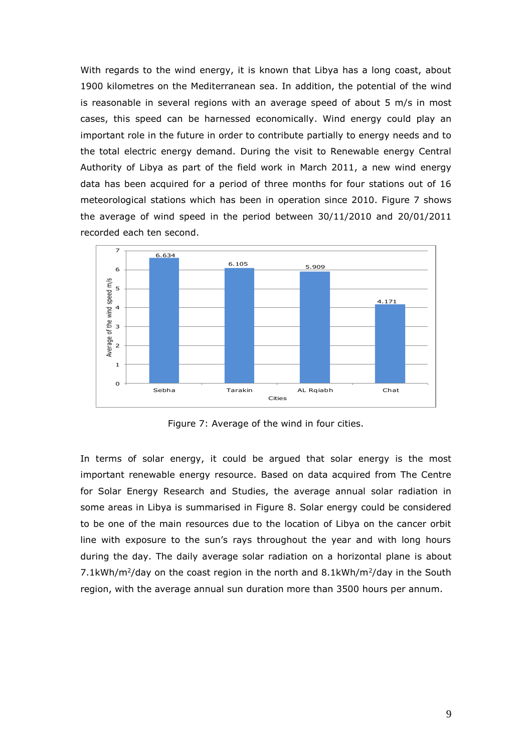With regards to the wind energy, it is known that Libya has a long coast, about 1900 kilometres on the Mediterranean sea. In addition, the potential of the wind is reasonable in several regions with an average speed of about 5 m/s in most cases, this speed can be harnessed economically. Wind energy could play an important role in the future in order to contribute partially to energy needs and to the total electric energy demand. During the visit to Renewable energy Central Authority of Libya as part of the field work in March 2011, a new wind energy data has been acquired for a period of three months for four stations out of 16 meteorological stations which has been in operation since 2010. Figure 7 shows the average of wind speed in the period between 30/11/2010 and 20/01/2011 recorded each ten second.

| Cities | Average of the wind speed m/s |
|---|---|
| Sebha | 6.634 |
| Tarakin | 6.105 |
| AL Rqiabh | 5.909 |
| Chat | 4.171 |

Figure 7: Average of the wind in four cities.

In terms of solar energy, it could be argued that solar energy is the most important renewable energy resource. Based on data acquired from The Centre for Solar Energy Research and Studies, the average annual solar radiation in some areas in Libya is summarised in Figure 8. Solar energy could be considered to be one of the main resources due to the location of Libya on the cancer orbit line with exposure to the sun's rays throughout the year and with long hours during the day. The daily average solar radiation on a horizontal plane is about 7.1kWh/$m^2$/day on the coast region in the north and 8.1kWh/$m^2$/day in the South region, with the average annual sun duration more than 3500 hours per annum.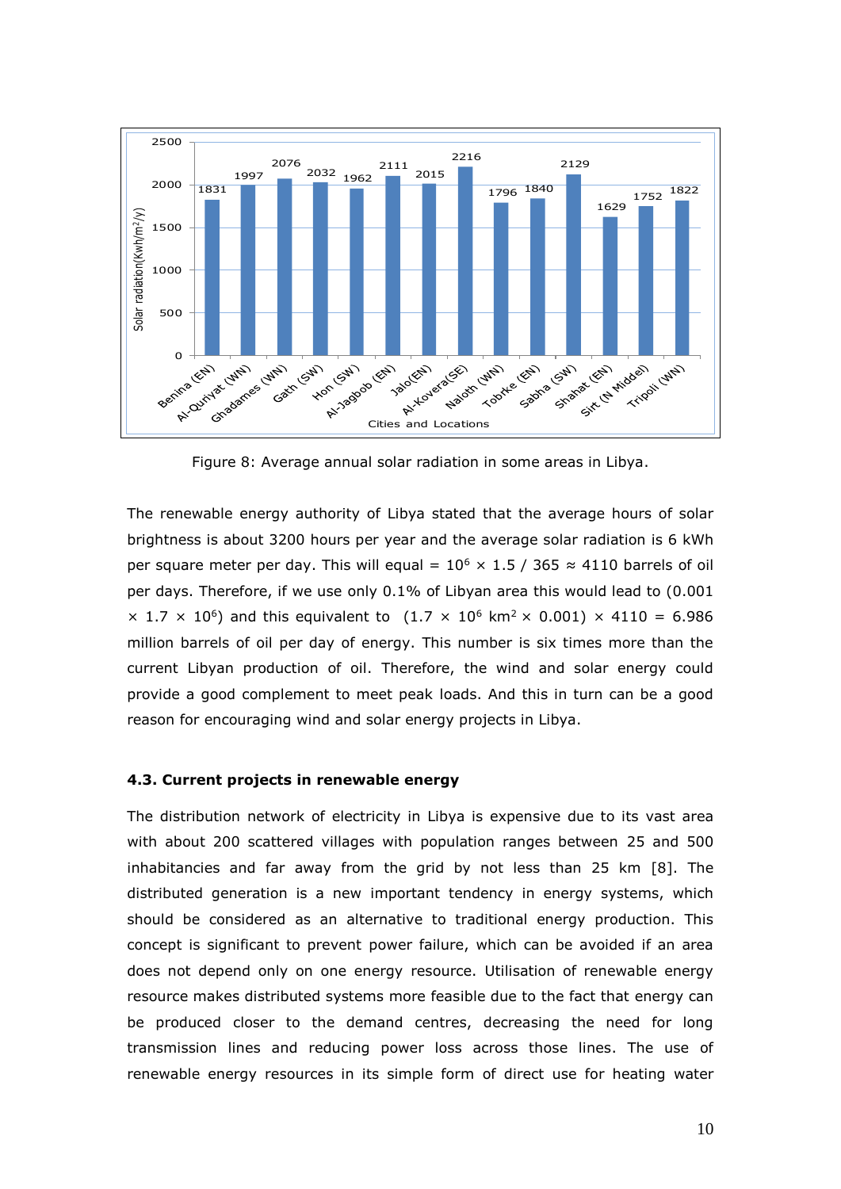Figure 8: Average annual solar radiation in some areas in Libya.

The renewable energy authority of Libya stated that the average hours of solar brightness is about 3200 hours per year and the average solar radiation is 6 kWh per square meter per day. This will equal = $10^6 \times 1.5 / 365 \approx 4110$ barrels of oil per days. Therefore, if we use only 0.1% of Libyan area this would lead to ($0.001 \times 1.7 \times 10^6$) and this equivalent to ($1.7 \times 10^6$ km$^2 \times 0.001$) $\times 4110 = 6.986$ million barrels of oil per day of energy. This number is six times more than the current Libyan production of oil. Therefore, the wind and solar energy could provide a good complement to meet peak loads. And this in turn can be a good reason for encouraging wind and solar energy projects in Libya.

### 4.3. Current projects in renewable energy

The distribution network of electricity in Libya is expensive due to its vast area with about 200 scattered villages with population ranges between 25 and 500 inhabitancies and far away from the grid by not less than 25 km [8]. The distributed generation is a new important tendency in energy systems, which should be considered as an alternative to traditional energy production. This concept is significant to prevent power failure, which can be avoided if an area does not depend only on one energy resource. Utilisation of renewable energy resource makes distributed systems more feasible due to the fact that energy can be produced closer to the demand centres, decreasing the need for long transmission lines and reducing power loss across those lines. The use of renewable energy resources in its simple form of direct use for heating water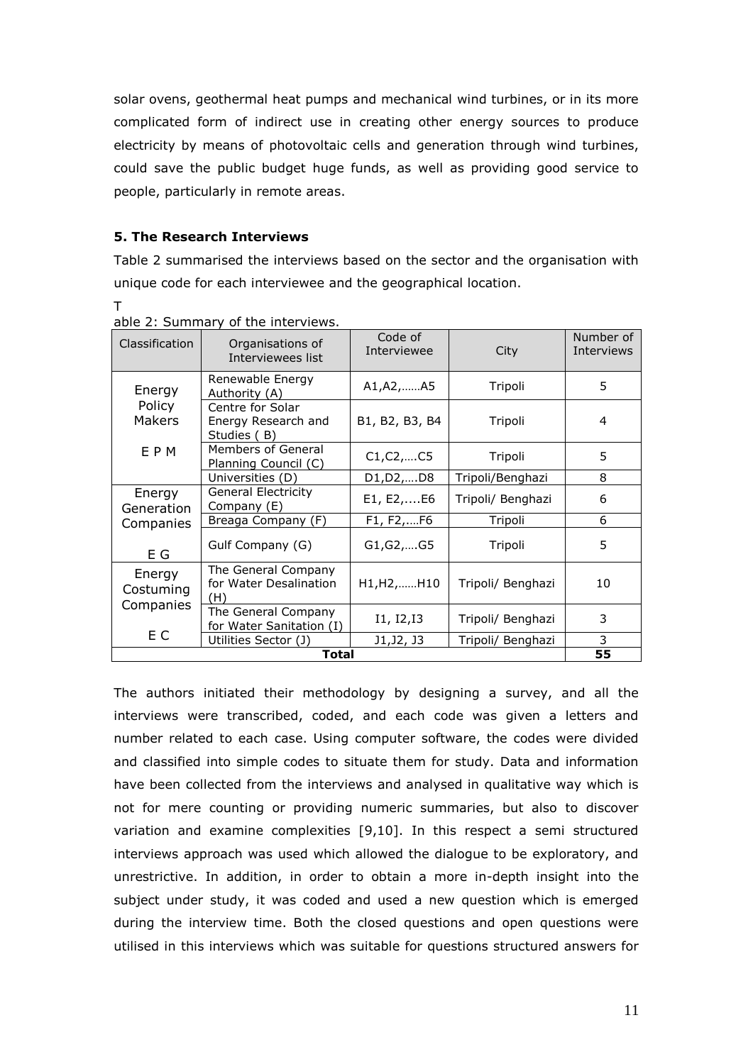solar ovens, geothermal heat pumps and mechanical wind turbines, or in its more complicated form of indirect use in creating other energy sources to produce electricity by means of photovoltaic cells and generation through wind turbines, could save the public budget huge funds, as well as providing good service to people, particularly in remote areas.

### 5. The Research Interviews

Table 2 summarised the interviews based on the sector and the organisation with unique code for each interviewee and the geographical location.

T
able 2: Summary of the interviews.

| Classification | Organisations of Interviewees list | Code of Interviewee | City | Number of Interviews |
|---|---|---|---|---|
| Energy Policy Makers E P M | Renewable Energy Authority (A) | A1,A2,……A5 | Tripoli | 5 |
| | Centre for Solar Energy Research and Studies ( B) | B1, B2, B3, B4 | Tripoli | 4 |
| | Members of General Planning Council (C) | C1,C2,….C5 | Tripoli | 5 |
| | Universities (D) | D1,D2,….D8 | Tripoli/Benghazi | 8 |
| Energy Generation Companies E G | General Electricity Company (E) | E1, E2,....E6 | Tripoli/ Benghazi | 6 |
| | Breaga Company (F) | F1, F2,….F6 | Tripoli | 6 |
| | Gulf Company (G) | G1,G2,….G5 | Tripoli | 5 |
| Energy Costuming Companies E C | The General Company for Water Desalination (H) | H1,H2,……H10 | Tripoli/ Benghazi | 10 |
| | The General Company for Water Sanitation (I) | I1, I2,I3 | Tripoli/ Benghazi | 3 |
| | Utilities Sector (J) | J1,J2, J3 | Tripoli/ Benghazi | 3 |
| **Total** | | | | **55** |

The authors initiated their methodology by designing a survey, and all the interviews were transcribed, coded, and each code was given a letters and number related to each case. Using computer software, the codes were divided and classified into simple codes to situate them for study. Data and information have been collected from the interviews and analysed in qualitative way which is not for mere counting or providing numeric summaries, but also to discover variation and examine complexities [9,10]. In this respect a semi structured interviews approach was used which allowed the dialogue to be exploratory, and unrestrictive. In addition, in order to obtain a more in-depth insight into the subject under study, it was coded and used a new question which is emerged during the interview time. Both the closed questions and open questions were utilised in this interviews which was suitable for questions structured answers for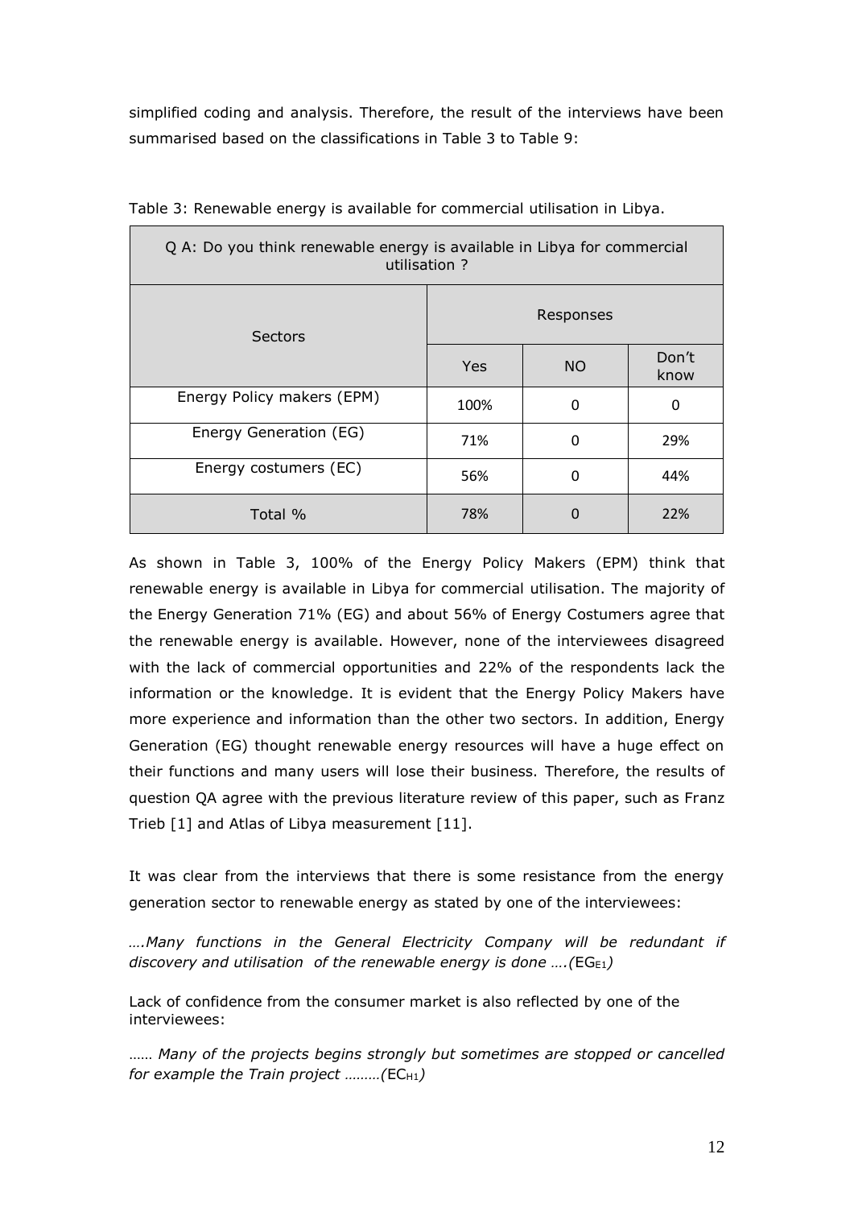simplified coding and analysis. Therefore, the result of the interviews have been summarised based on the classifications in Table 3 to Table 9:

Table 3: Renewable energy is available for commercial utilisation in Libya.

| Q A: Do you think renewable energy is available in Libya for commercial utilisation ? | | | |
|---|---|---|---|
| Sectors | Responses | | |
| | Yes | NO | Don't know |
| Energy Policy makers (EPM) | 100% | 0 | 0 |
| Energy Generation (EG) | 71% | 0 | 29% |
| Energy costumers (EC) | 56% | 0 | 44% |
| Total % | 78% | 0 | 22% |

As shown in Table 3, 100% of the Energy Policy Makers (EPM) think that renewable energy is available in Libya for commercial utilisation. The majority of the Energy Generation 71% (EG) and about 56% of Energy Costumers agree that the renewable energy is available. However, none of the interviewees disagreed with the lack of commercial opportunities and 22% of the respondents lack the information or the knowledge. It is evident that the Energy Policy Makers have more experience and information than the other two sectors. In addition, Energy Generation (EG) thought renewable energy resources will have a huge effect on their functions and many users will lose their business. Therefore, the results of question QA agree with the previous literature review of this paper, such as Franz Trieb [1] and Atlas of Libya measurement [11].

It was clear from the interviews that there is some resistance from the energy generation sector to renewable energy as stated by one of the interviewees:

*….Many functions in the General Electricity Company will be redundant if discovery and utilisation of the renewable energy is done ….(*$EG_{E1}$*)*

Lack of confidence from the consumer market is also reflected by one of the interviewees:

*…… Many of the projects begins strongly but sometimes are stopped or cancelled for example the Train project ………(*$EC_{H1}$*)*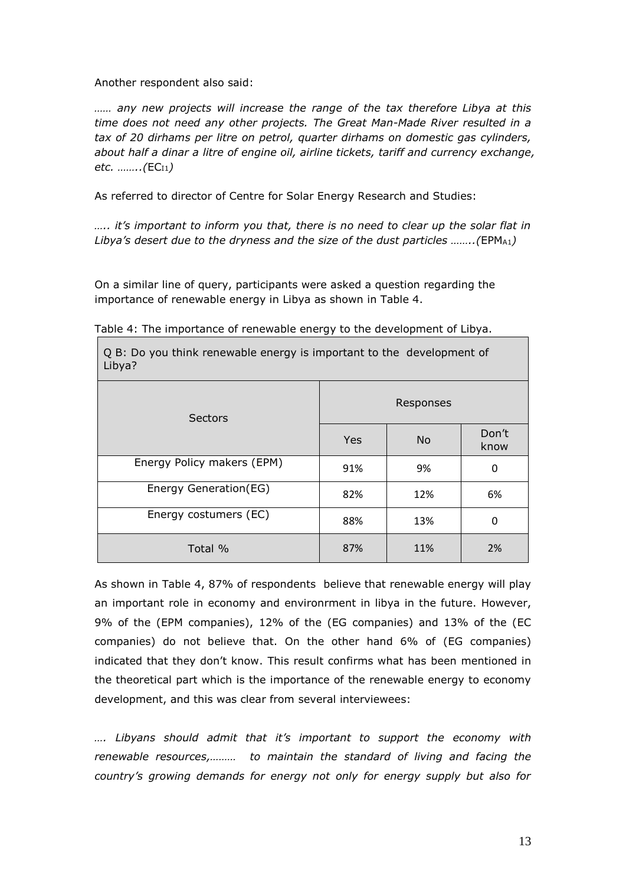Another respondent also said:

*…… any new projects will increase the range of the tax therefore Libya at this time does not need any other projects. The Great Man-Made River resulted in a tax of 20 dirhams per litre on petrol, quarter dirhams on domestic gas cylinders, about half a dinar a litre of engine oil, airline tickets, tariff and currency exchange, etc. ……..(*$EC_{I1}$*)*

As referred to director of Centre for Solar Energy Research and Studies:

*….. it's important to inform you that, there is no need to clear up the solar flat in Libya's desert due to the dryness and the size of the dust particles ……..(*$EPM_{A1}$*)*

On a similar line of query, participants were asked a question regarding the importance of renewable energy in Libya as shown in Table 4.

Table 4: The importance of renewable energy to the development of Libya.

| Q B: Do you think renewable energy is important to the development of Libya? | | | |
|---|---|---|---|
| Sectors | Responses | | |
| | Yes | No | Don't know |
| Energy Policy makers (EPM) | 91% | 9% | 0 |
| Energy Generation(EG) | 82% | 12% | 6% |
| Energy costumers (EC) | 88% | 13% | 0 |
| Total % | 87% | 11% | 2% |

As shown in Table 4, 87% of respondents believe that renewable energy will play an important role in economy and environrment in libya in the future. However, 9% of the (EPM companies), 12% of the (EG companies) and 13% of the (EC companies) do not believe that. On the other hand 6% of (EG companies) indicated that they don't know. This result confirms what has been mentioned in the theoretical part which is the importance of the renewable energy to economy development, and this was clear from several interviewees:

*…. Libyans should admit that it's important to support the economy with renewable resources,……… to maintain the standard of living and facing the country's growing demands for energy not only for energy supply but also for*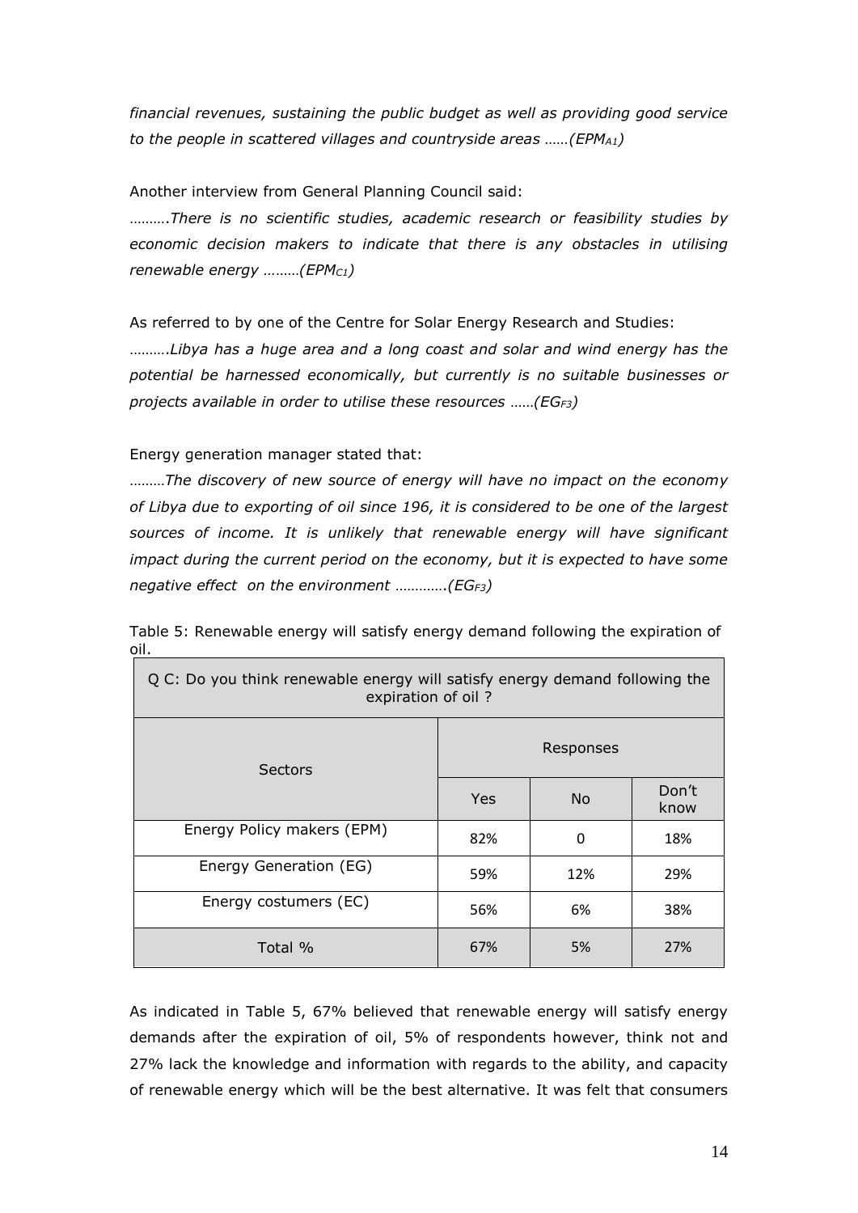*financial revenues, sustaining the public budget as well as providing good service to the people in scattered villages and countryside areas ……($EPM_{A1}$)*

Another interview from General Planning Council said:

……….*There is no scientific studies, academic research or feasibility studies by economic decision makers to indicate that there is any obstacles in utilising renewable energy ………($EPM_{C1}$)*

As referred to by one of the Centre for Solar Energy Research and Studies:

……….*Libya has a huge area and a long coast and solar and wind energy has the potential be harnessed economically, but currently is no suitable businesses or projects available in order to utilise these resources ……($EG_{F3}$)*

Energy generation manager stated that:

………*The discovery of new source of energy will have no impact on the economy of Libya due to exporting of oil since 196, it is considered to be one of the largest sources of income. It is unlikely that renewable energy will have significant impact during the current period on the economy, but it is expected to have some negative effect on the environment ………….($EG_{F3}$)*

Table 5: Renewable energy will satisfy energy demand following the expiration of oil.

| Q C: Do you think renewable energy will satisfy energy demand following the expiration of oil ? | | | |
|---|---|---|---|
| Sectors | Responses | | |
| | Yes | No | Don't know |
| Energy Policy makers (EPM) | 82% | 0 | 18% |
| Energy Generation (EG) | 59% | 12% | 29% |
| Energy costumers (EC) | 56% | 6% | 38% |
| Total % | 67% | 5% | 27% |

As indicated in Table 5, 67% believed that renewable energy will satisfy energy demands after the expiration of oil, 5% of respondents however, think not and 27% lack the knowledge and information with regards to the ability, and capacity of renewable energy which will be the best alternative. It was felt that consumers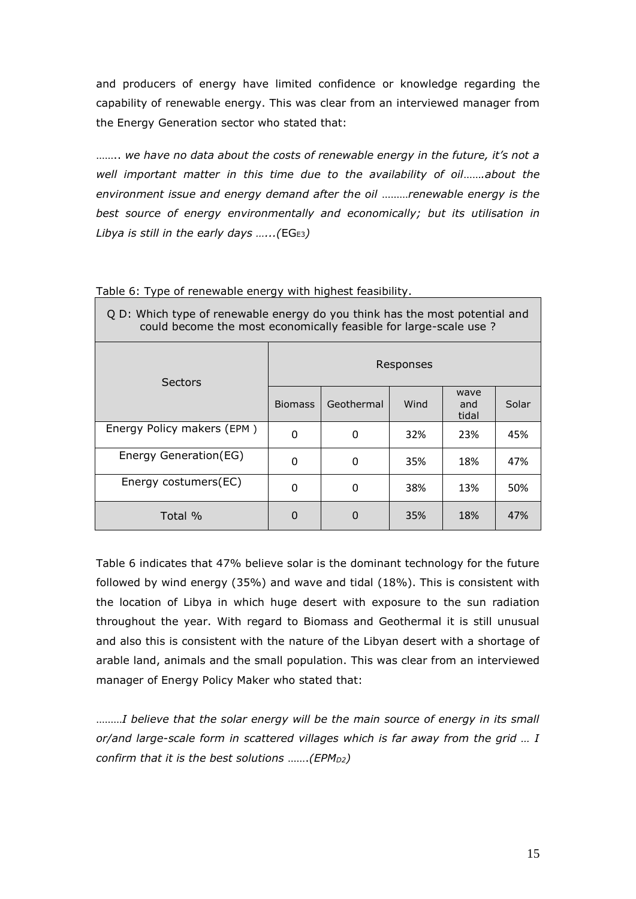and producers of energy have limited confidence or knowledge regarding the capability of renewable energy. This was clear from an interviewed manager from the Energy Generation sector who stated that:

…….. *we have no data about the costs of renewable energy in the future, it's not a well important matter in this time due to the availability of oil…….about the environment issue and energy demand after the oil ………renewable energy is the best source of energy environmentally and economically; but its utilisation in Libya is still in the early days …...(*EG$_{E3}$*)*

Table 6: Type of renewable energy with highest feasibility.

| Q D: Which type of renewable energy do you think has the most potential and could become the most economically feasible for large-scale use ? | | | | | |
|---|---|---|---|---|---|
| Sectors | Responses | | | | |
| | Biomass | Geothermal | Wind | wave and tidal | Solar |
| Energy Policy makers (EPM ) | 0 | 0 | 32% | 23% | 45% |
| Energy Generation(EG) | 0 | 0 | 35% | 18% | 47% |
| Energy costumers(EC) | 0 | 0 | 38% | 13% | 50% |
| Total % | 0 | 0 | 35% | 18% | 47% |

Table 6 indicates that 47% believe solar is the dominant technology for the future followed by wind energy (35%) and wave and tidal (18%). This is consistent with the location of Libya in which huge desert with exposure to the sun radiation throughout the year. With regard to Biomass and Geothermal it is still unusual and also this is consistent with the nature of the Libyan desert with a shortage of arable land, animals and the small population. This was clear from an interviewed manager of Energy Policy Maker who stated that:

………*I believe that the solar energy will be the main source of energy in its small or/and large-scale form in scattered villages which is far away from the grid … I confirm that it is the best solutions …….(EPM$_{D2}$)*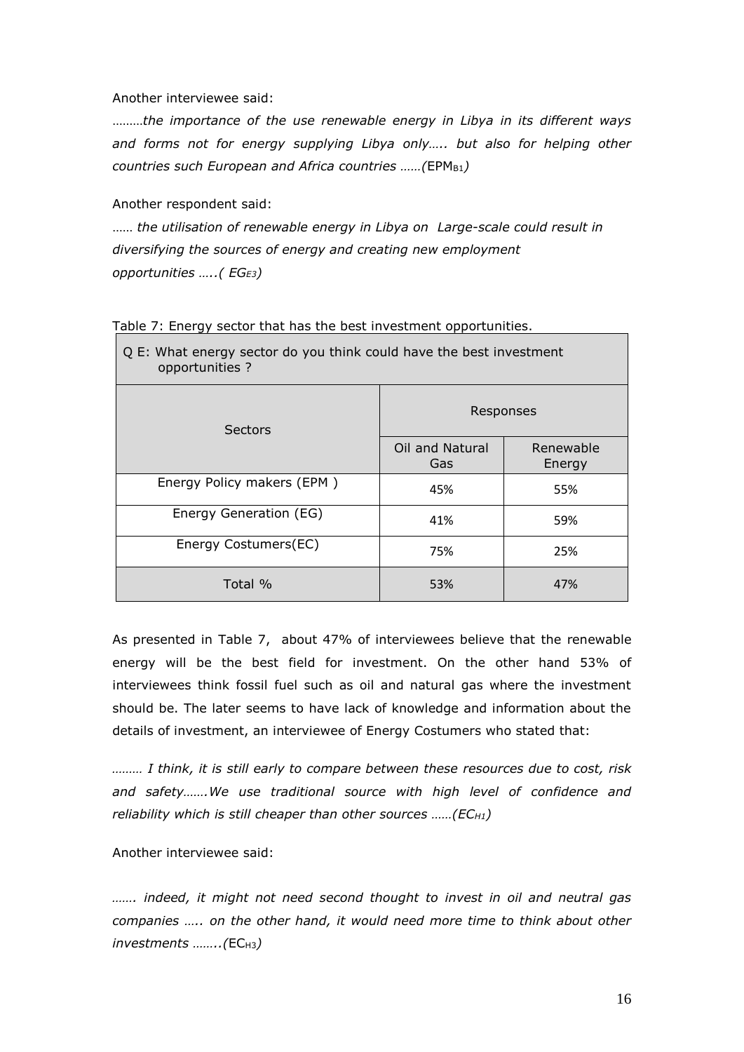Another interviewee said:

*………the importance of the use renewable energy in Libya in its different ways and forms not for energy supplying Libya only….. but also for helping other countries such European and Africa countries ……(*$EPM_{B1}$*)*

Another respondent said:

*…… the utilisation of renewable energy in Libya on Large-scale could result in diversifying the sources of energy and creating new employment opportunities …..(* $EG_{E3}$*)*

Table 7: Energy sector that has the best investment opportunities.

| Q E: What energy sector do you think could have the best investment opportunities ? | | |
|---|---|---|
| Sectors | Responses | |
| | Oil and Natural Gas | Renewable Energy |
| Energy Policy makers (EPM ) | 45% | 55% |
| Energy Generation (EG) | 41% | 59% |
| Energy Costumers(EC) | 75% | 25% |
| Total % | 53% | 47% |

As presented in Table 7, about 47% of interviewees believe that the renewable energy will be the best field for investment. On the other hand 53% of interviewees think fossil fuel such as oil and natural gas where the investment should be. The later seems to have lack of knowledge and information about the details of investment, an interviewee of Energy Costumers who stated that:

*……… I think, it is still early to compare between these resources due to cost, risk and safety…….We use traditional source with high level of confidence and reliability which is still cheaper than other sources ……(*$EC_{H1}$*)*

Another interviewee said:

*……. indeed, it might not need second thought to invest in oil and neutral gas companies ….. on the other hand, it would need more time to think about other investments ……..(*$EC_{H3}$*)*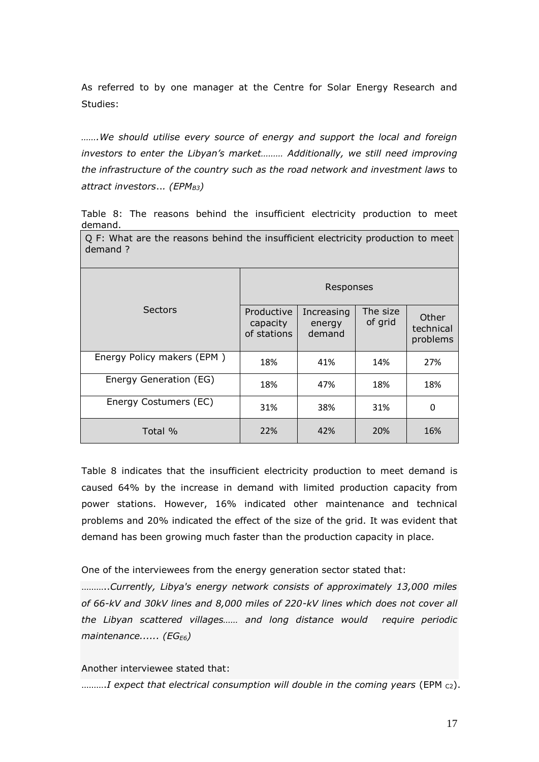As referred to by one manager at the Centre for Solar Energy Research and Studies:

*…….We should utilise every source of energy and support the local and foreign investors to enter the Libyan's market……… Additionally, we still need improving the infrastructure of the country such as the road network and investment laws* to *attract investors*... *($EPM_{B3}$)*

Table 8: The reasons behind the insufficient electricity production to meet demand.

| Q F: What are the reasons behind the insufficient electricity production to meet demand ? | | | | |
|---|---|---|---|---|
| Sectors | Responses | | | |
| | Productive capacity of stations | Increasing energy demand | The size of grid | Other technical problems |
| Energy Policy makers (EPM ) | 18% | 41% | 14% | 27% |
| Energy Generation (EG) | 18% | 47% | 18% | 18% |
| Energy Costumers (EC) | 31% | 38% | 31% | 0 |
| Total % | 22% | 42% | 20% | 16% |

Table 8 indicates that the insufficient electricity production to meet demand is caused 64% by the increase in demand with limited production capacity from power stations. However, 16% indicated other maintenance and technical problems and 20% indicated the effect of the size of the grid. It was evident that demand has been growing much faster than the production capacity in place.

One of the interviewees from the energy generation sector stated that:

*………..Currently, Libya's energy network consists of approximately 13,000 miles of 66-kV and 30kV lines and 8,000 miles of 220-kV lines which does not cover all the Libyan scattered villages…… and long distance would require periodic maintenance...... ($EG_{E6}$)*

Another interviewee stated that:

……….*I expect that electrical consumption will double in the coming years* ($EPM_{C2}$).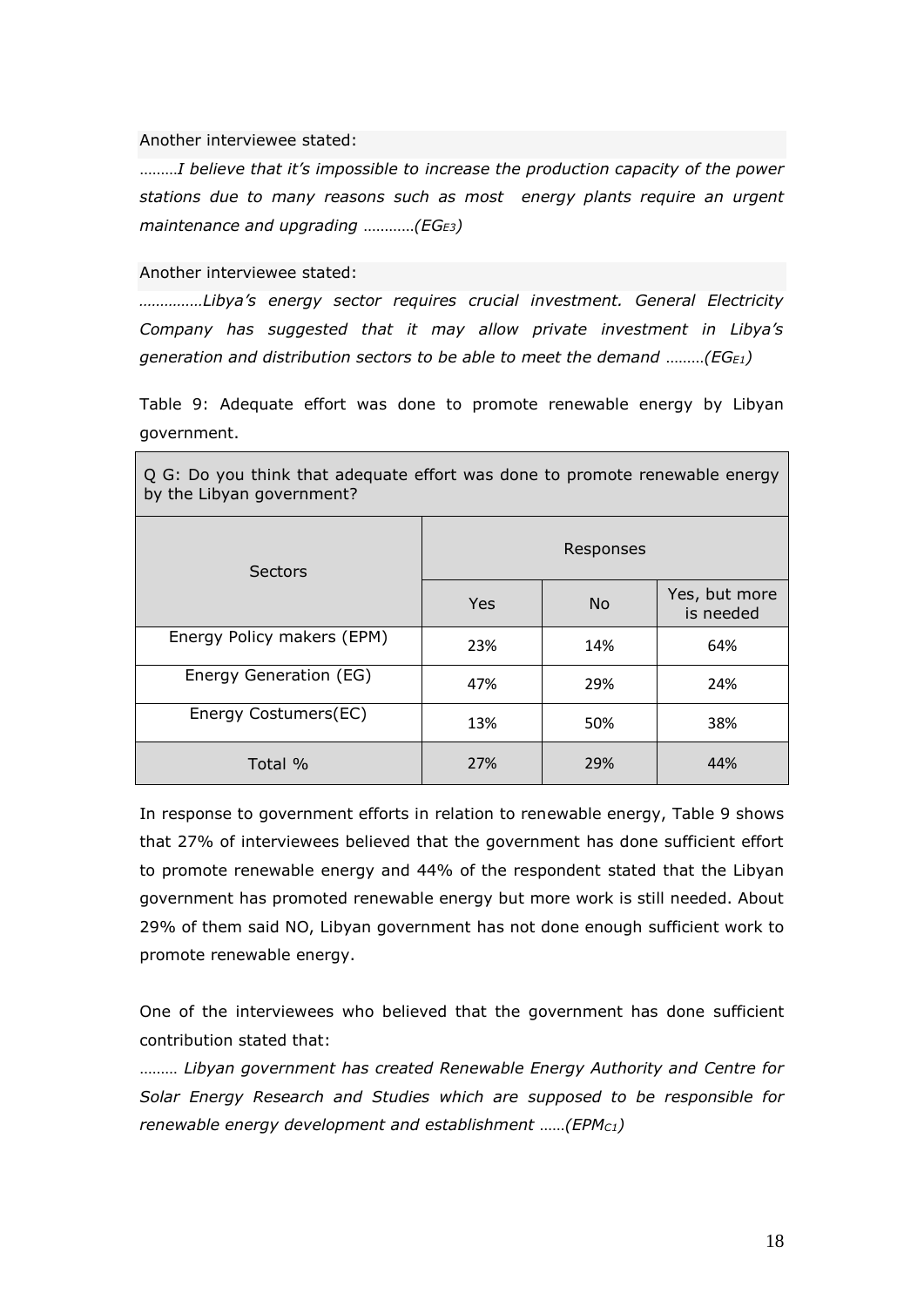Another interviewee stated:

………*I believe that it's impossible to increase the production capacity of the power stations due to many reasons such as most energy plants require an urgent maintenance and upgrading* …………*($EG_{E3}$)*

Another interviewee stated:

……………*Libya's energy sector requires crucial investment. General Electricity Company has suggested that it may allow private investment in Libya's generation and distribution sectors to be able to meet the demand* ………*($EG_{E1}$)*

Table 9: Adequate effort was done to promote renewable energy by Libyan government.

| Q G: Do you think that adequate effort was done to promote renewable energy by the Libyan government? | | | |
|---|---|---|---|
| Sectors | Responses | | |
| | Yes | No | Yes, but more is needed |
| Energy Policy makers (EPM) | 23% | 14% | 64% |
| Energy Generation (EG) | 47% | 29% | 24% |
| Energy Costumers(EC) | 13% | 50% | 38% |
| Total % | 27% | 29% | 44% |

In response to government efforts in relation to renewable energy, Table 9 shows that 27% of interviewees believed that the government has done sufficient effort to promote renewable energy and 44% of the respondent stated that the Libyan government has promoted renewable energy but more work is still needed. About 29% of them said NO, Libyan government has not done enough sufficient work to promote renewable energy.

One of the interviewees who believed that the government has done sufficient contribution stated that:

……… *Libyan government has created Renewable Energy Authority and Centre for Solar Energy Research and Studies which are supposed to be responsible for renewable energy development and establishment* ……*($EPM_{C1}$)*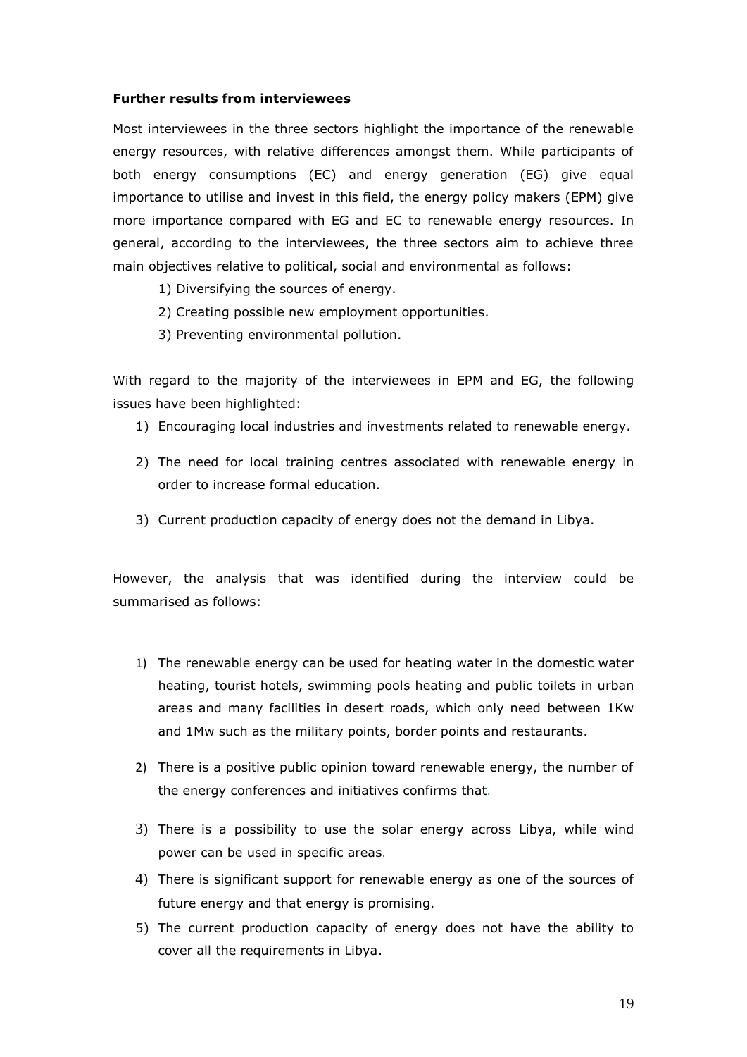**Further results from interviewees**

Most interviewees in the three sectors highlight the importance of the renewable energy resources, with relative differences amongst them. While participants of both energy consumptions (EC) and energy generation (EG) give equal importance to utilise and invest in this field, the energy policy makers (EPM) give more importance compared with EG and EC to renewable energy resources. In general, according to the interviewees, the three sectors aim to achieve three main objectives relative to political, social and environmental as follows:

1) Diversifying the sources of energy.
2) Creating possible new employment opportunities.
3) Preventing environmental pollution.

With regard to the majority of the interviewees in EPM and EG, the following issues have been highlighted:

1) Encouraging local industries and investments related to renewable energy.
2) The need for local training centres associated with renewable energy in order to increase formal education.
3) Current production capacity of energy does not the demand in Libya.

However, the analysis that was identified during the interview could be summarised as follows:

1) The renewable energy can be used for heating water in the domestic water heating, tourist hotels, swimming pools heating and public toilets in urban areas and many facilities in desert roads, which only need between 1Kw and 1Mw such as the military points, border points and restaurants.
2) There is a positive public opinion toward renewable energy, the number of the energy conferences and initiatives confirms that.
3) There is a possibility to use the solar energy across Libya, while wind power can be used in specific areas.
4) There is significant support for renewable energy as one of the sources of future energy and that energy is promising.
5) The current production capacity of energy does not have the ability to cover all the requirements in Libya.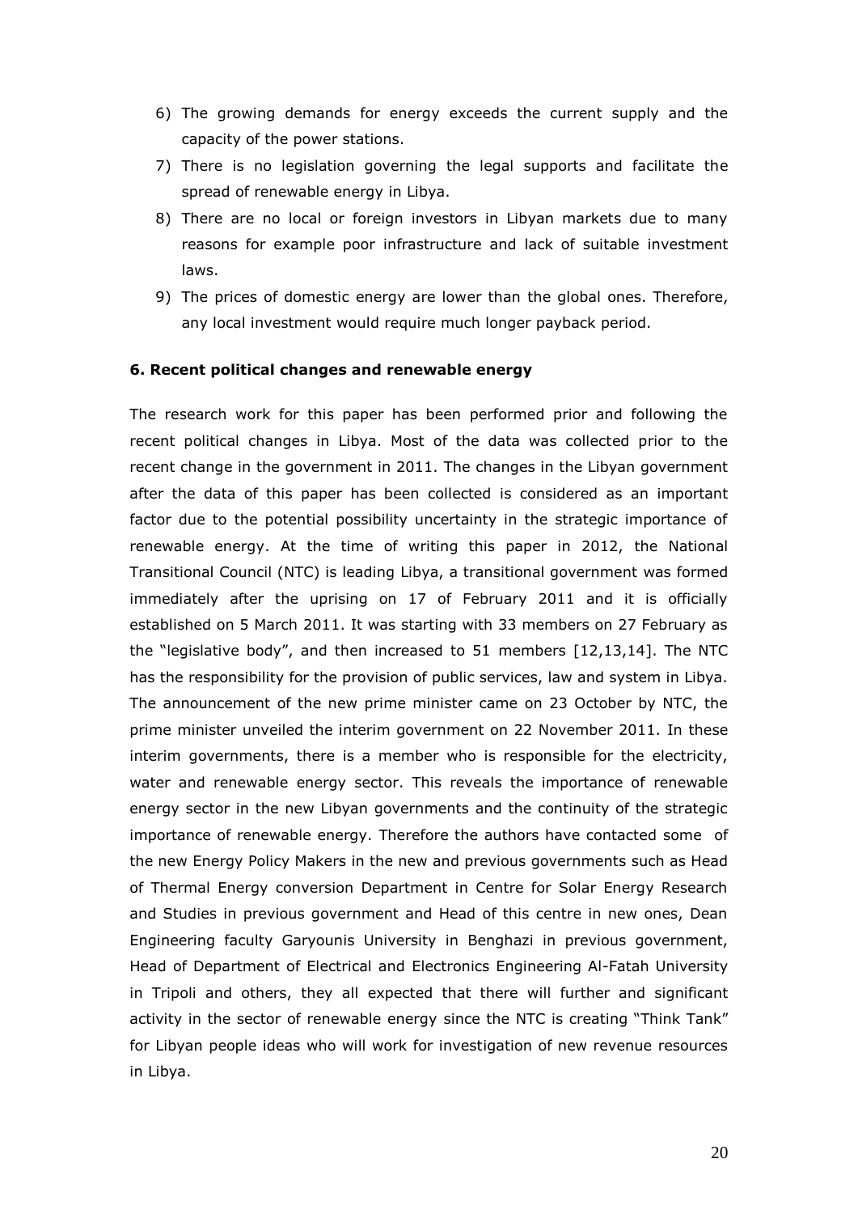6) The growing demands for energy exceeds the current supply and the capacity of the power stations.
7) There is no legislation governing the legal supports and facilitate the spread of renewable energy in Libya.
8) There are no local or foreign investors in Libyan markets due to many reasons for example poor infrastructure and lack of suitable investment laws.
9) The prices of domestic energy are lower than the global ones. Therefore, any local investment would require much longer payback period.

### 6. Recent political changes and renewable energy

The research work for this paper has been performed prior and following the recent political changes in Libya. Most of the data was collected prior to the recent change in the government in 2011. The changes in the Libyan government after the data of this paper has been collected is considered as an important factor due to the potential possibility uncertainty in the strategic importance of renewable energy. At the time of writing this paper in 2012, the National Transitional Council (NTC) is leading Libya, a transitional government was formed immediately after the uprising on 17 of February 2011 and it is officially established on 5 March 2011. It was starting with 33 members on 27 February as the "legislative body", and then increased to 51 members [12,13,14]. The NTC has the responsibility for the provision of public services, law and system in Libya. The announcement of the new prime minister came on 23 October by NTC, the prime minister unveiled the interim government on 22 November 2011. In these interim governments, there is a member who is responsible for the electricity, water and renewable energy sector. This reveals the importance of renewable energy sector in the new Libyan governments and the continuity of the strategic importance of renewable energy. Therefore the authors have contacted some of the new Energy Policy Makers in the new and previous governments such as Head of Thermal Energy conversion Department in Centre for Solar Energy Research and Studies in previous government and Head of this centre in new ones, Dean Engineering faculty Garyounis University in Benghazi in previous government, Head of Department of Electrical and Electronics Engineering Al-Fatah University in Tripoli and others, they all expected that there will further and significant activity in the sector of renewable energy since the NTC is creating "Think Tank" for Libyan people ideas who will work for investigation of new revenue resources in Libya.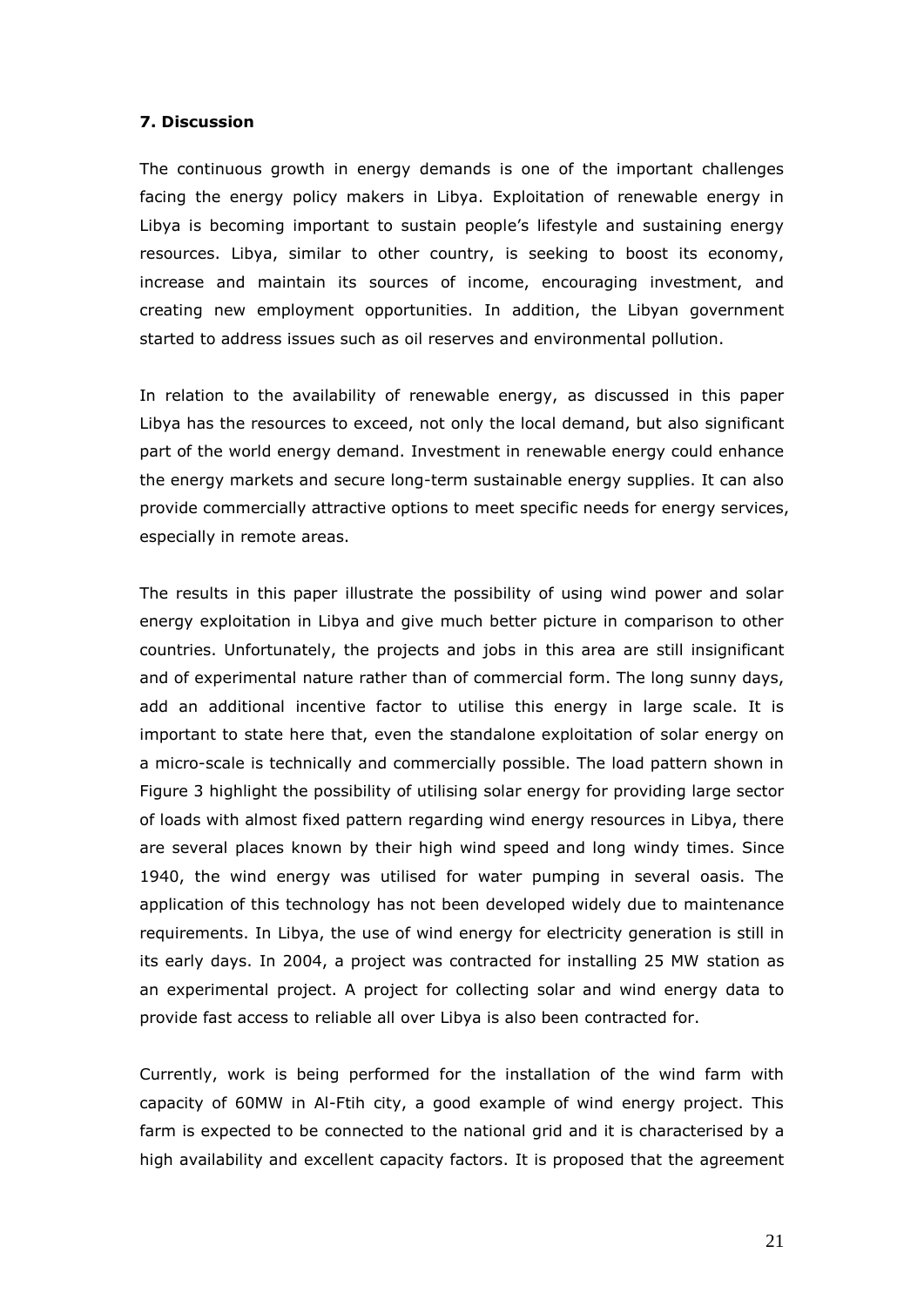### 7. Discussion

The continuous growth in energy demands is one of the important challenges facing the energy policy makers in Libya. Exploitation of renewable energy in Libya is becoming important to sustain people's lifestyle and sustaining energy resources. Libya, similar to other country, is seeking to boost its economy, increase and maintain its sources of income, encouraging investment, and creating new employment opportunities. In addition, the Libyan government started to address issues such as oil reserves and environmental pollution.

In relation to the availability of renewable energy, as discussed in this paper Libya has the resources to exceed, not only the local demand, but also significant part of the world energy demand. Investment in renewable energy could enhance the energy markets and secure long-term sustainable energy supplies. It can also provide commercially attractive options to meet specific needs for energy services, especially in remote areas.

The results in this paper illustrate the possibility of using wind power and solar energy exploitation in Libya and give much better picture in comparison to other countries. Unfortunately, the projects and jobs in this area are still insignificant and of experimental nature rather than of commercial form. The long sunny days, add an additional incentive factor to utilise this energy in large scale. It is important to state here that, even the standalone exploitation of solar energy on a micro-scale is technically and commercially possible. The load pattern shown in Figure 3 highlight the possibility of utilising solar energy for providing large sector of loads with almost fixed pattern regarding wind energy resources in Libya, there are several places known by their high wind speed and long windy times. Since 1940, the wind energy was utilised for water pumping in several oasis. The application of this technology has not been developed widely due to maintenance requirements. In Libya, the use of wind energy for electricity generation is still in its early days. In 2004, a project was contracted for installing 25 MW station as an experimental project. A project for collecting solar and wind energy data to provide fast access to reliable all over Libya is also been contracted for.

Currently, work is being performed for the installation of the wind farm with capacity of 60MW in Al-Ftih city, a good example of wind energy project. This farm is expected to be connected to the national grid and it is characterised by a high availability and excellent capacity factors. It is proposed that the agreement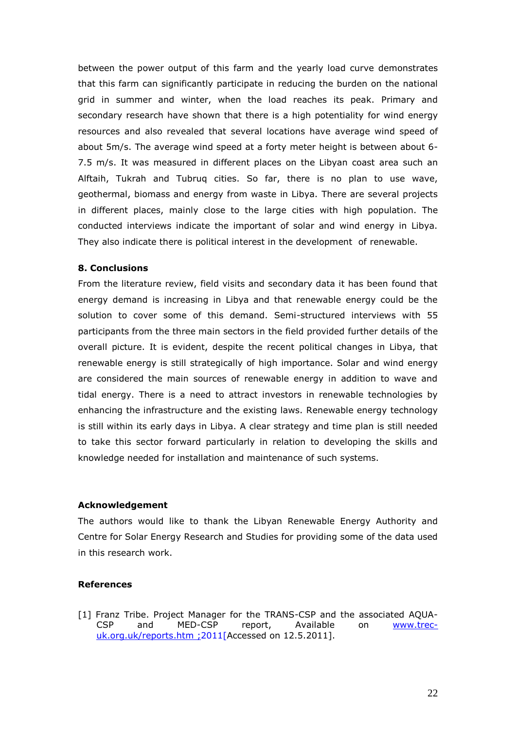between the power output of this farm and the yearly load curve demonstrates that this farm can significantly participate in reducing the burden on the national grid in summer and winter, when the load reaches its peak. Primary and secondary research have shown that there is a high potentiality for wind energy resources and also revealed that several locations have average wind speed of about 5m/s. The average wind speed at a forty meter height is between about 6-7.5 m/s. It was measured in different places on the Libyan coast area such an Alftaih, Tukrah and Tubruq cities. So far, there is no plan to use wave, geothermal, biomass and energy from waste in Libya. There are several projects in different places, mainly close to the large cities with high population. The conducted interviews indicate the important of solar and wind energy in Libya. They also indicate there is political interest in the development of renewable.

## 8. Conclusions

From the literature review, field visits and secondary data it has been found that energy demand is increasing in Libya and that renewable energy could be the solution to cover some of this demand. Semi-structured interviews with 55 participants from the three main sectors in the field provided further details of the overall picture. It is evident, despite the recent political changes in Libya, that renewable energy is still strategically of high importance. Solar and wind energy are considered the main sources of renewable energy in addition to wave and tidal energy. There is a need to attract investors in renewable technologies by enhancing the infrastructure and the existing laws. Renewable energy technology is still within its early days in Libya. A clear strategy and time plan is still needed to take this sector forward particularly in relation to developing the skills and knowledge needed for installation and maintenance of such systems.

## Acknowledgement

The authors would like to thank the Libyan Renewable Energy Authority and Centre for Solar Energy Research and Studies for providing some of the data used in this research work.

## References

[1] Franz Tribe. Project Manager for the TRANS-CSP and the associated AQUA-CSP and MED-CSP report, Available on www.trec-uk.org.uk/reports.htm ;2011[Accessed on 12.5.2011].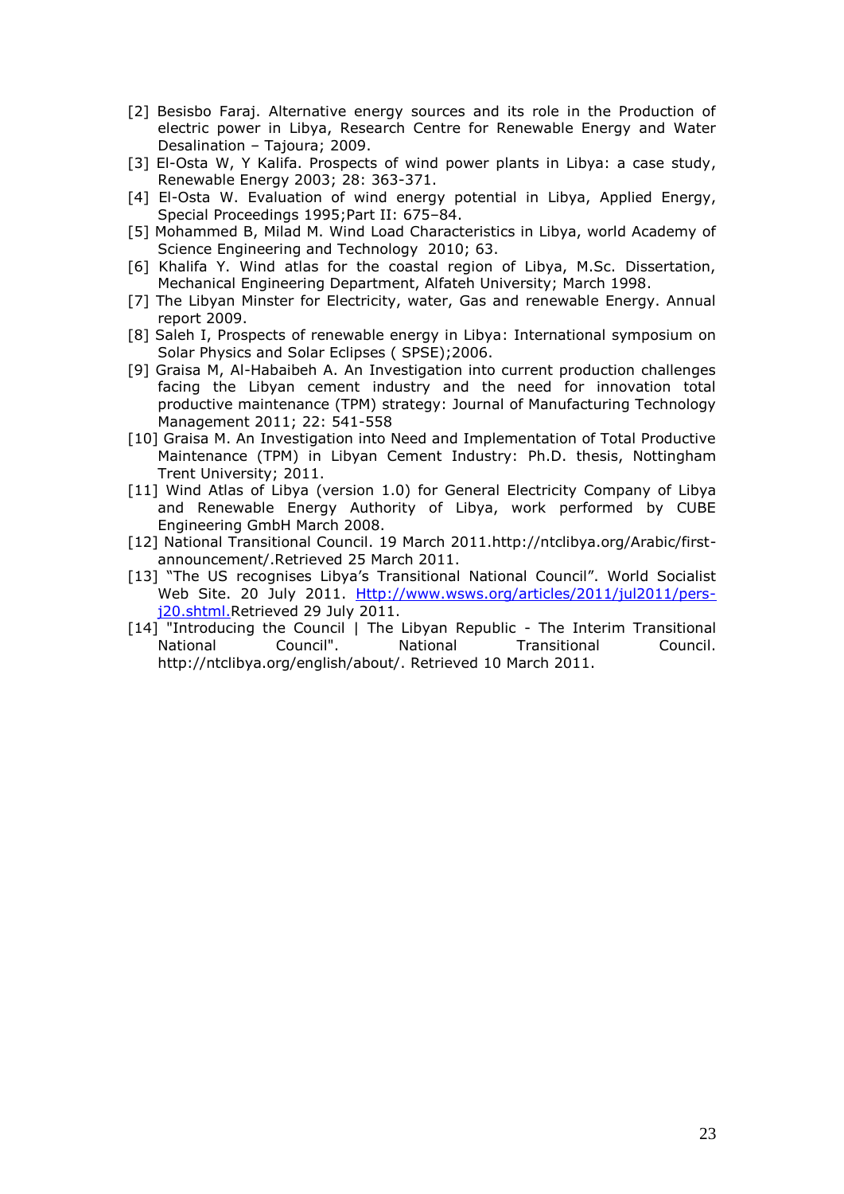[2] Besisbo Faraj. Alternative energy sources and its role in the Production of electric power in Libya, Research Centre for Renewable Energy and Water Desalination – Tajoura; 2009.

[3] El-Osta W, Y Kalifa. Prospects of wind power plants in Libya: a case study, Renewable Energy 2003; 28: 363-371.

[4] El-Osta W. Evaluation of wind energy potential in Libya, Applied Energy, Special Proceedings 1995;Part II: 675–84.

[5] Mohammed B, Milad M. Wind Load Characteristics in Libya, world Academy of Science Engineering and Technology 2010; 63.

[6] Khalifa Y. Wind atlas for the coastal region of Libya, M.Sc. Dissertation, Mechanical Engineering Department, Alfateh University; March 1998.

[7] The Libyan Minster for Electricity, water, Gas and renewable Energy. Annual report 2009.

[8] Saleh I, Prospects of renewable energy in Libya: International symposium on Solar Physics and Solar Eclipses ( SPSE);2006.

[9] Graisa M, Al-Habaibeh A. An Investigation into current production challenges facing the Libyan cement industry and the need for innovation total productive maintenance (TPM) strategy: Journal of Manufacturing Technology Management 2011; 22: 541-558

[10] Graisa M. An Investigation into Need and Implementation of Total Productive Maintenance (TPM) in Libyan Cement Industry: Ph.D. thesis, Nottingham Trent University; 2011.

[11] Wind Atlas of Libya (version 1.0) for General Electricity Company of Libya and Renewable Energy Authority of Libya, work performed by CUBE Engineering GmbH March 2008.

[12] National Transitional Council. 19 March 2011.http://ntclibya.org/Arabic/first-announcement/.Retrieved 25 March 2011.

[13] "The US recognises Libya's Transitional National Council". World Socialist Web Site. 20 July 2011. Http://www.wsws.org/articles/2011/jul2011/pers-j20.shtml.Retrieved 29 July 2011.

[14] "Introducing the Council | The Libyan Republic - The Interim Transitional National Council". National Transitional Council. http://ntclibya.org/english/about/. Retrieved 10 March 2011.